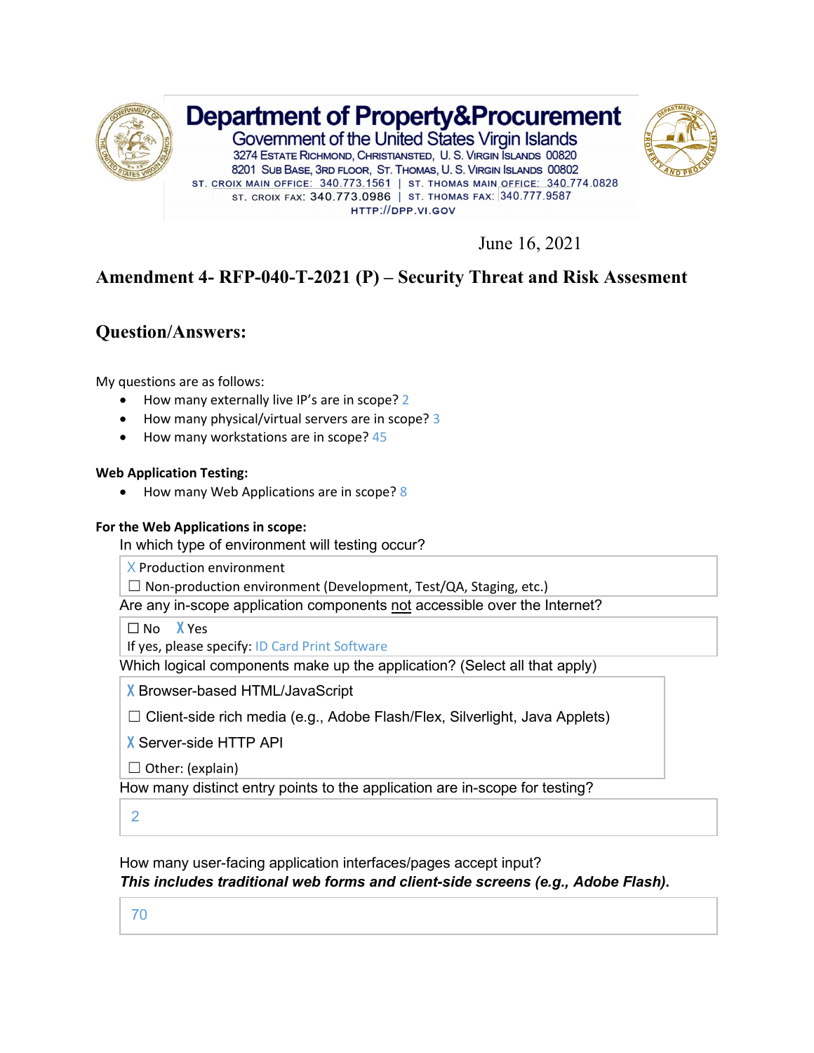# Department of Property&Procurement

Government of the United States Virgin Islands
3274 Estate Richmond, Christiansted, U. S. Virgin Islands 00820
8201 Sub Base, 3rd Floor, St. Thomas, U. S. Virgin Islands 00802
St. Croix Main Office: 340.773.1561 | St. Thomas Main Office: 340.774.0828
St. Croix Fax: 340.773.0986 | St. Thomas Fax: 340.777.9587
HTTP://DPP.VI.GOV

June 16, 2021

## Amendment 4- RFP-040-T-2021 (P) – Security Threat and Risk Assesment

## Question/Answers:

My questions are as follows:

- How many externally live IP's are in scope? 2
- How many physical/virtual servers are in scope? 3
- How many workstations are in scope? 45

**Web Application Testing:**

- How many Web Applications are in scope? 8

**For the Web Applications in scope:**

In which type of environment will testing occur?

X Production environment
☐ Non-production environment (Development, Test/QA, Staging, etc.)

Are any in-scope application components not accessible over the Internet?

☐ No X Yes
If yes, please specify: ID Card Print Software

Which logical components make up the application? (Select all that apply)

X Browser-based HTML/JavaScript
☐ Client-side rich media (e.g., Adobe Flash/Flex, Silverlight, Java Applets)
X Server-side HTTP API
☐ Other: (explain)

How many distinct entry points to the application are in-scope for testing?

2

How many user-facing application interfaces/pages accept input?
***This includes traditional web forms and client-side screens (e.g., Adobe Flash).***

70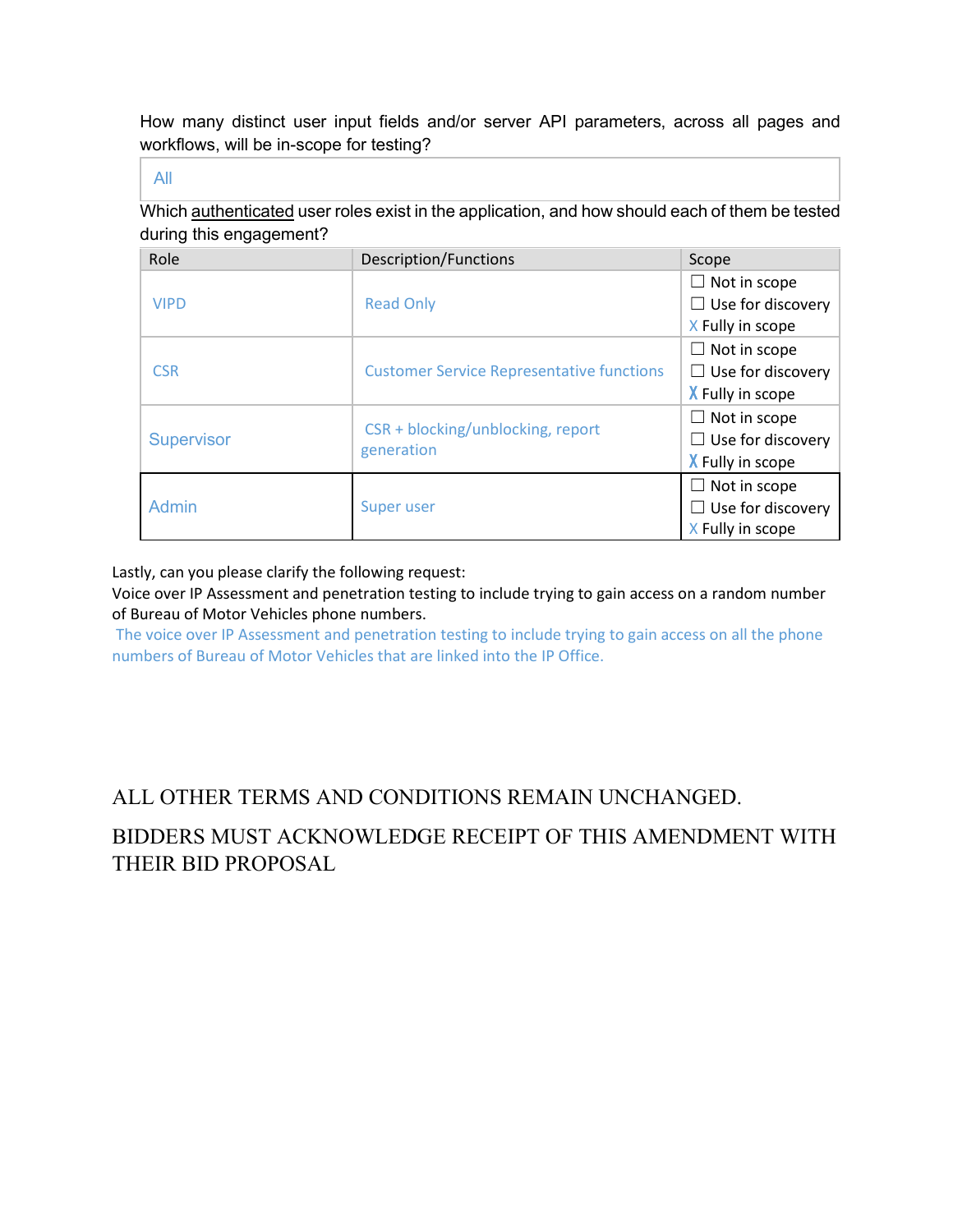How many distinct user input fields and/or server API parameters, across all pages and workflows, will be in-scope for testing?

| |
|---|
| All |

Which authenticated user roles exist in the application, and how should each of them be tested during this engagement?

| Role | Description/Functions | Scope |
|---|---|---|
| VIPD | Read Only | ☐ Not in scope<br>☐ Use for discovery<br>X Fully in scope |
| CSR | Customer Service Representative functions | ☐ Not in scope<br>☐ Use for discovery<br>X Fully in scope |
| Supervisor | CSR + blocking/unblocking, report generation | ☐ Not in scope<br>☐ Use for discovery<br>X Fully in scope |
| Admin | Super user | ☐ Not in scope<br>☐ Use for discovery<br>X Fully in scope |

Lastly, can you please clarify the following request:
Voice over IP Assessment and penetration testing to include trying to gain access on a random number of Bureau of Motor Vehicles phone numbers.

The voice over IP Assessment and penetration testing to include trying to gain access on all the phone numbers of Bureau of Motor Vehicles that are linked into the IP Office.

ALL OTHER TERMS AND CONDITIONS REMAIN UNCHANGED.

BIDDERS MUST ACKNOWLEDGE RECEIPT OF THIS AMENDMENT WITH THEIR BID PROPOSAL